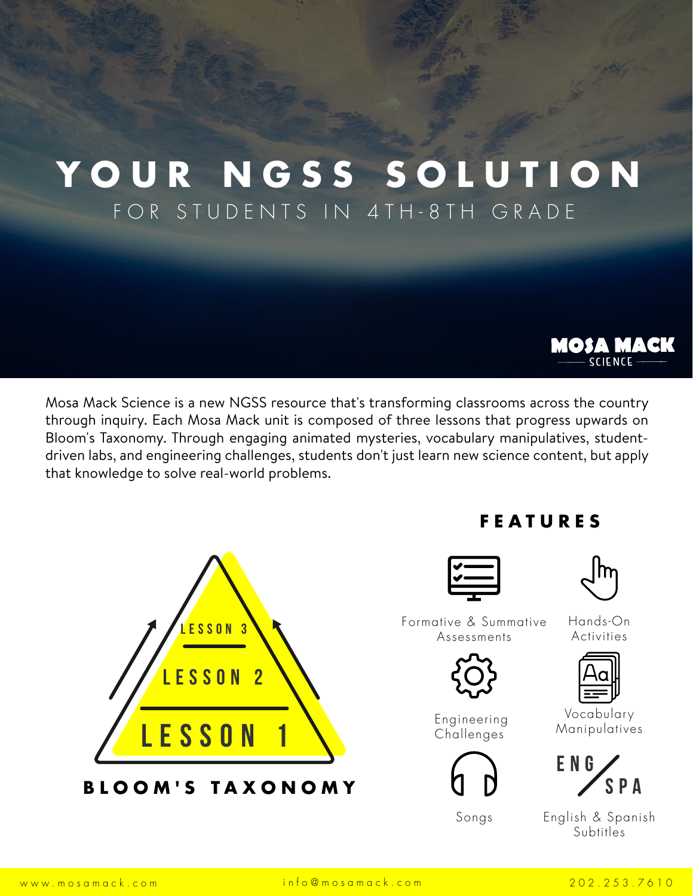# YOUR NGSS SOLUTION

FOR STUDENTS IN 4TH-8TH GRADE

MOSA MACK SCIENCE

Mosa Mack Science is a new NGSS resource that's transforming classrooms across the country through inquiry. Each Mosa Mack unit is composed of three lessons that progress upwards on Bloom's Taxonomy. Through engaging animated mysteries, vocabulary manipulatives, student-driven labs, and engineering challenges, students don't just learn new science content, but apply that knowledge to solve real-world problems.

LESSON 3

LESSON 2

LESSON 1

**BLOOM'S TAXONOMY**

## FEATURES

- Formative & Summative Assessments
- Hands-On Activities
- Engineering Challenges
- Vocabulary Manipulatives
- Songs
- English & Spanish Subtitles (ENG / SPA)

www.mosamack.com info@mosamack.com 202.253.7610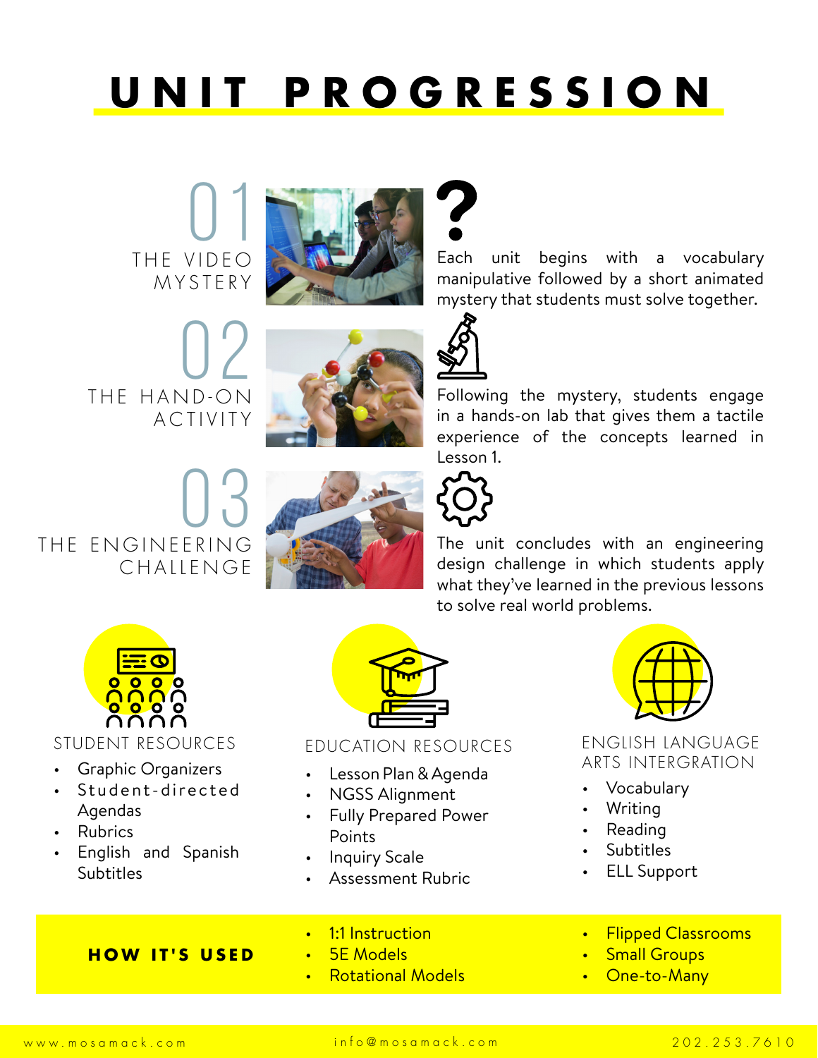# UNIT PROGRESSION

## 01 THE VIDEO MYSTERY

Each unit begins with a vocabulary manipulative followed by a short animated mystery that students must solve together.

## 02 THE HAND-ON ACTIVITY

Following the mystery, students engage in a hands-on lab that gives them a tactile experience of the concepts learned in Lesson 1.

## 03 THE ENGINEERING CHALLENGE

The unit concludes with an engineering design challenge in which students apply what they've learned in the previous lessons to solve real world problems.

### STUDENT RESOURCES

- Graphic Organizers
- Student-directed Agendas
- Rubrics
- English and Spanish Subtitles

### EDUCATION RESOURCES

- Lesson Plan & Agenda
- NGSS Alignment
- Fully Prepared Power Points
- Inquiry Scale
- Assessment Rubric

### ENGLISH LANGUAGE ARTS INTERGRATION

- Vocabulary
- Writing
- Reading
- Subtitles
- ELL Support

### HOW IT'S USED

- 1:1 Instruction
- 5E Models
- Rotational Models
- Flipped Classrooms
- Small Groups
- One-to-Many

www.mosamack.com info@mosamack.com 202.253.7610